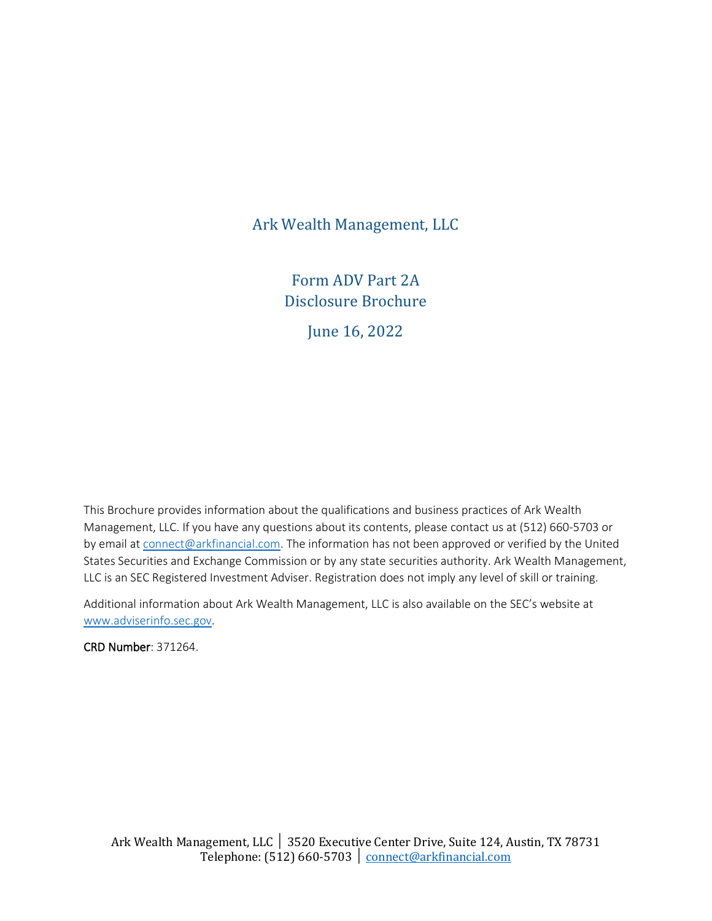# Ark Wealth Management, LLC

## Form ADV Part 2A
## Disclosure Brochure

June 16, 2022

This Brochure provides information about the qualifications and business practices of Ark Wealth Management, LLC. If you have any questions about its contents, please contact us at (512) 660-5703 or by email at connect@arkfinancial.com. The information has not been approved or verified by the United States Securities and Exchange Commission or by any state securities authority. Ark Wealth Management, LLC is an SEC Registered Investment Adviser. Registration does not imply any level of skill or training.

Additional information about Ark Wealth Management, LLC is also available on the SEC's website at www.adviserinfo.sec.gov.

**CRD Number**: 371264.

Ark Wealth Management, LLC | 3520 Executive Center Drive, Suite 124, Austin, TX 78731
Telephone: (512) 660-5703 | connect@arkfinancial.com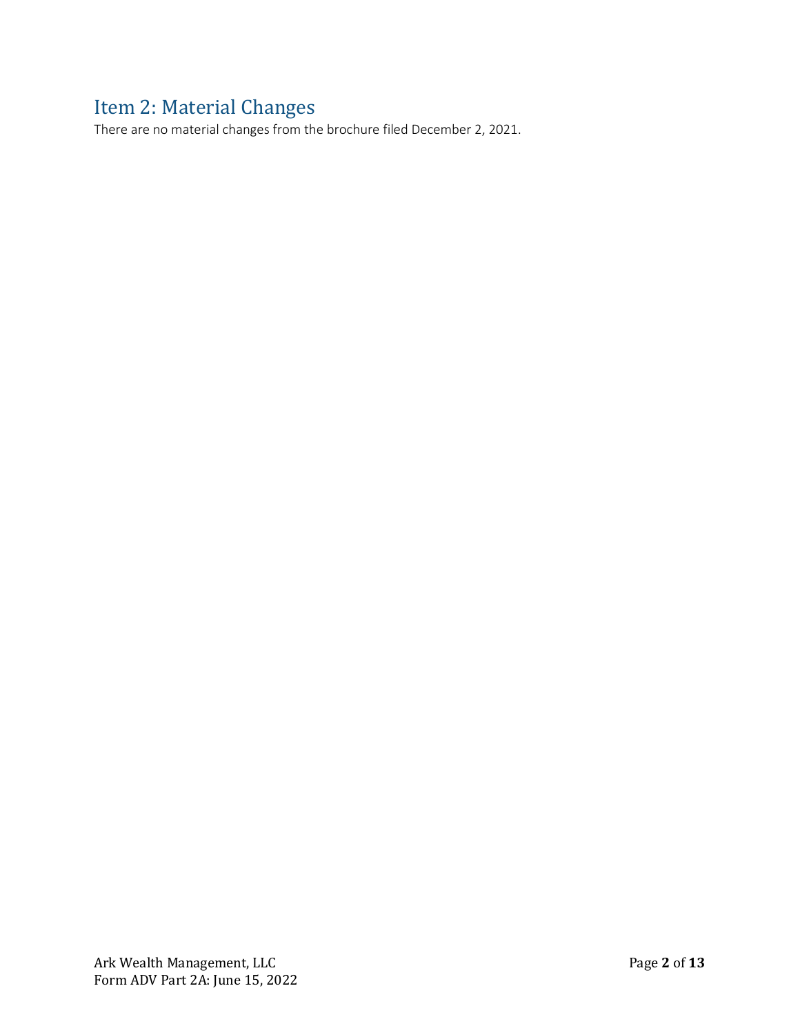## Item 2: Material Changes

There are no material changes from the brochure filed December 2, 2021.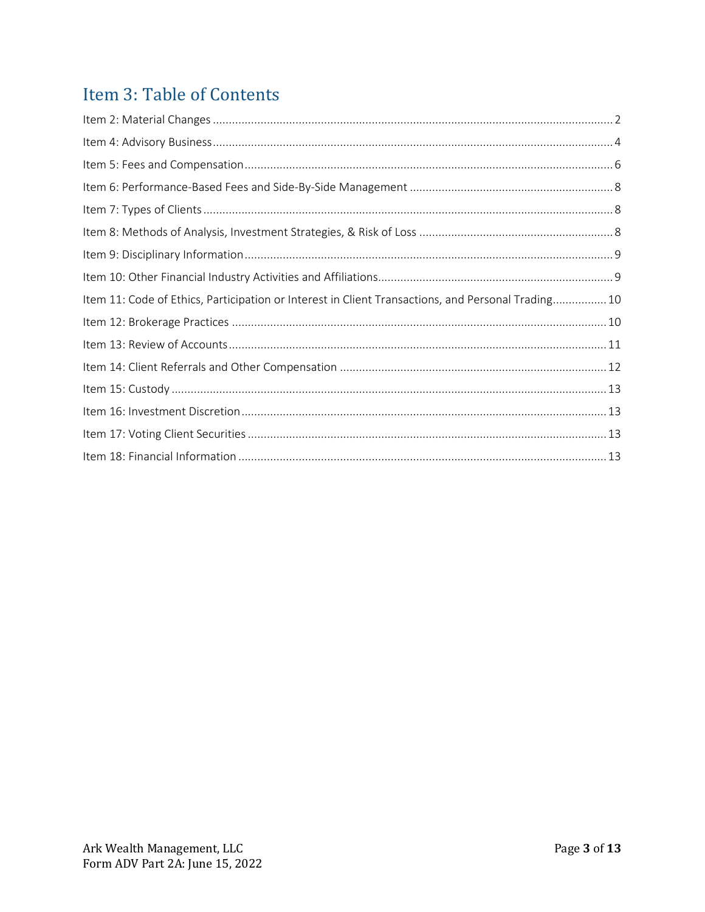# Item 3: Table of Contents

Item 2: Material Changes ........................................................................................................................... 2
Item 4: Advisory Business ........................................................................................................................... 4
Item 5: Fees and Compensation ................................................................................................................. 6
Item 6: Performance-Based Fees and Side-By-Side Management ............................................................... 8
Item 7: Types of Clients ............................................................................................................................... 8
Item 8: Methods of Analysis, Investment Strategies, & Risk of Loss ............................................................ 8
Item 9: Disciplinary Information .................................................................................................................. 9
Item 10: Other Financial Industry Activities and Affiliations ......................................................................... 9
Item 11: Code of Ethics, Participation or Interest in Client Transactions, and Personal Trading ................. 10
Item 12: Brokerage Practices .................................................................................................................... 10
Item 13: Review of Accounts ..................................................................................................................... 11
Item 14: Client Referrals and Other Compensation ................................................................................... 12
Item 15: Custody ....................................................................................................................................... 13
Item 16: Investment Discretion ................................................................................................................. 13
Item 17: Voting Client Securities ............................................................................................................... 13
Item 18: Financial Information .................................................................................................................. 13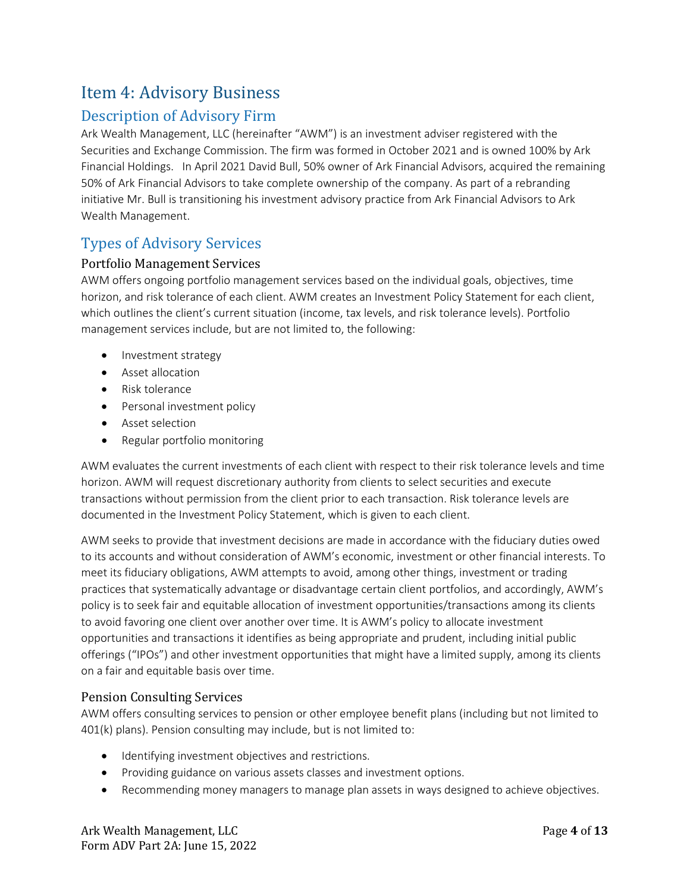# Item 4: Advisory Business

## Description of Advisory Firm

Ark Wealth Management, LLC (hereinafter "AWM") is an investment adviser registered with the Securities and Exchange Commission. The firm was formed in October 2021 and is owned 100% by Ark Financial Holdings. In April 2021 David Bull, 50% owner of Ark Financial Advisors, acquired the remaining 50% of Ark Financial Advisors to take complete ownership of the company. As part of a rebranding initiative Mr. Bull is transitioning his investment advisory practice from Ark Financial Advisors to Ark Wealth Management.

## Types of Advisory Services

### Portfolio Management Services

AWM offers ongoing portfolio management services based on the individual goals, objectives, time horizon, and risk tolerance of each client. AWM creates an Investment Policy Statement for each client, which outlines the client's current situation (income, tax levels, and risk tolerance levels). Portfolio management services include, but are not limited to, the following:

- Investment strategy
- Asset allocation
- Risk tolerance
- Personal investment policy
- Asset selection
- Regular portfolio monitoring

AWM evaluates the current investments of each client with respect to their risk tolerance levels and time horizon. AWM will request discretionary authority from clients to select securities and execute transactions without permission from the client prior to each transaction. Risk tolerance levels are documented in the Investment Policy Statement, which is given to each client.

AWM seeks to provide that investment decisions are made in accordance with the fiduciary duties owed to its accounts and without consideration of AWM's economic, investment or other financial interests. To meet its fiduciary obligations, AWM attempts to avoid, among other things, investment or trading practices that systematically advantage or disadvantage certain client portfolios, and accordingly, AWM's policy is to seek fair and equitable allocation of investment opportunities/transactions among its clients to avoid favoring one client over another over time. It is AWM's policy to allocate investment opportunities and transactions it identifies as being appropriate and prudent, including initial public offerings ("IPOs") and other investment opportunities that might have a limited supply, among its clients on a fair and equitable basis over time.

### Pension Consulting Services

AWM offers consulting services to pension or other employee benefit plans (including but not limited to 401(k) plans). Pension consulting may include, but is not limited to:

- Identifying investment objectives and restrictions.
- Providing guidance on various assets classes and investment options.
- Recommending money managers to manage plan assets in ways designed to achieve objectives.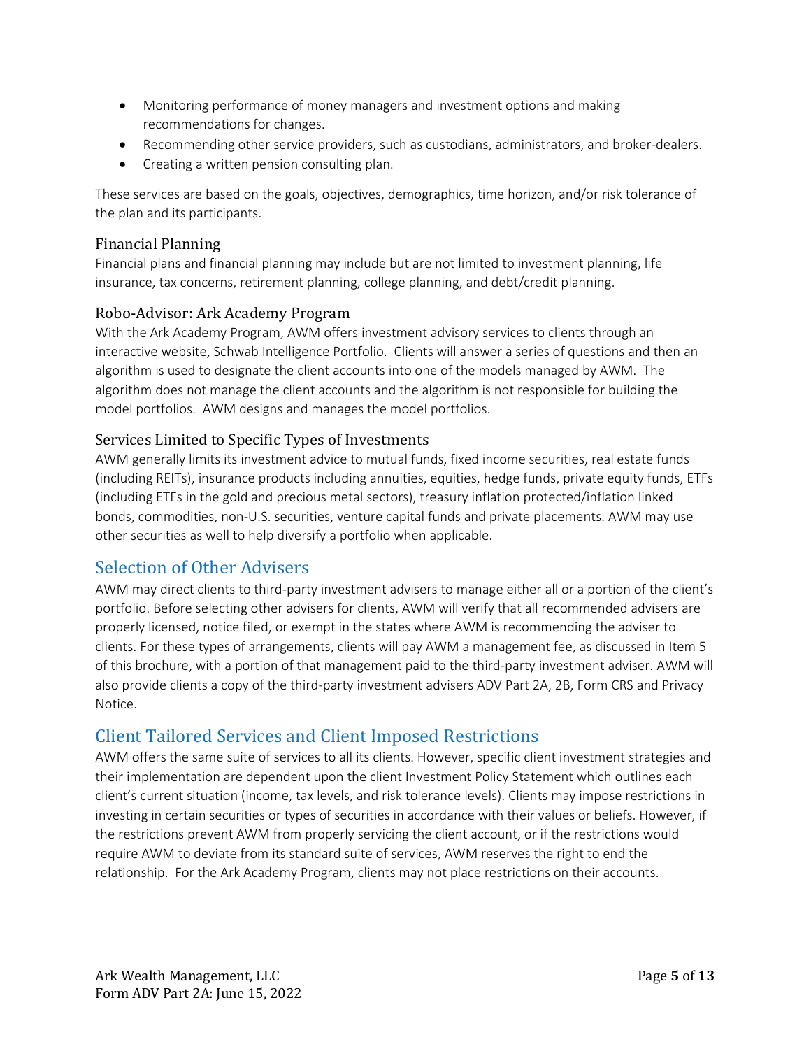- Monitoring performance of money managers and investment options and making recommendations for changes.
- Recommending other service providers, such as custodians, administrators, and broker-dealers.
- Creating a written pension consulting plan.

These services are based on the goals, objectives, demographics, time horizon, and/or risk tolerance of the plan and its participants.

### Financial Planning

Financial plans and financial planning may include but are not limited to investment planning, life insurance, tax concerns, retirement planning, college planning, and debt/credit planning.

### Robo-Advisor: Ark Academy Program

With the Ark Academy Program, AWM offers investment advisory services to clients through an interactive website, Schwab Intelligence Portfolio. Clients will answer a series of questions and then an algorithm is used to designate the client accounts into one of the models managed by AWM. The algorithm does not manage the client accounts and the algorithm is not responsible for building the model portfolios. AWM designs and manages the model portfolios.

### Services Limited to Specific Types of Investments

AWM generally limits its investment advice to mutual funds, fixed income securities, real estate funds (including REITs), insurance products including annuities, equities, hedge funds, private equity funds, ETFs (including ETFs in the gold and precious metal sectors), treasury inflation protected/inflation linked bonds, commodities, non-U.S. securities, venture capital funds and private placements. AWM may use other securities as well to help diversify a portfolio when applicable.

## Selection of Other Advisers

AWM may direct clients to third-party investment advisers to manage either all or a portion of the client's portfolio. Before selecting other advisers for clients, AWM will verify that all recommended advisers are properly licensed, notice filed, or exempt in the states where AWM is recommending the adviser to clients. For these types of arrangements, clients will pay AWM a management fee, as discussed in Item 5 of this brochure, with a portion of that management paid to the third-party investment adviser. AWM will also provide clients a copy of the third-party investment advisers ADV Part 2A, 2B, Form CRS and Privacy Notice.

## Client Tailored Services and Client Imposed Restrictions

AWM offers the same suite of services to all its clients. However, specific client investment strategies and their implementation are dependent upon the client Investment Policy Statement which outlines each client's current situation (income, tax levels, and risk tolerance levels). Clients may impose restrictions in investing in certain securities or types of securities in accordance with their values or beliefs. However, if the restrictions prevent AWM from properly servicing the client account, or if the restrictions would require AWM to deviate from its standard suite of services, AWM reserves the right to end the relationship. For the Ark Academy Program, clients may not place restrictions on their accounts.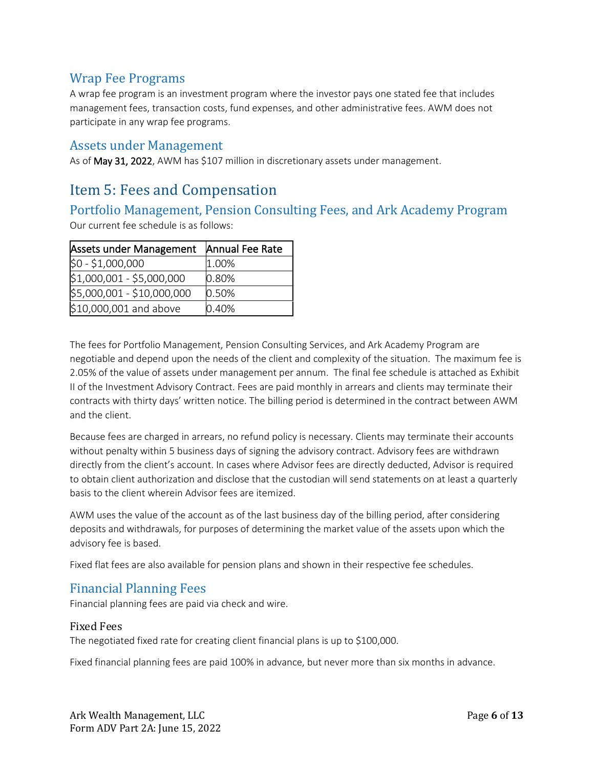## Wrap Fee Programs

A wrap fee program is an investment program where the investor pays one stated fee that includes management fees, transaction costs, fund expenses, and other administrative fees. AWM does not participate in any wrap fee programs.

## Assets under Management

As of **May 31, 2022**, AWM has $107 million in discretionary assets under management.

# Item 5: Fees and Compensation

## Portfolio Management, Pension Consulting Fees, and Ark Academy Program

Our current fee schedule is as follows:

| Assets under Management | Annual Fee Rate |
|---|---|
| $0 - $1,000,000 | 1.00% |
| $1,000,001 - $5,000,000 | 0.80% |
| $5,000,001 - $10,000,000 | 0.50% |
| $10,000,001 and above | 0.40% |

The fees for Portfolio Management, Pension Consulting Services, and Ark Academy Program are negotiable and depend upon the needs of the client and complexity of the situation. The maximum fee is 2.05% of the value of assets under management per annum. The final fee schedule is attached as Exhibit II of the Investment Advisory Contract. Fees are paid monthly in arrears and clients may terminate their contracts with thirty days' written notice. The billing period is determined in the contract between AWM and the client.

Because fees are charged in arrears, no refund policy is necessary. Clients may terminate their accounts without penalty within 5 business days of signing the advisory contract. Advisory fees are withdrawn directly from the client's account. In cases where Advisor fees are directly deducted, Advisor is required to obtain client authorization and disclose that the custodian will send statements on at least a quarterly basis to the client wherein Advisor fees are itemized.

AWM uses the value of the account as of the last business day of the billing period, after considering deposits and withdrawals, for purposes of determining the market value of the assets upon which the advisory fee is based.

Fixed flat fees are also available for pension plans and shown in their respective fee schedules.

## Financial Planning Fees

Financial planning fees are paid via check and wire.

### Fixed Fees

The negotiated fixed rate for creating client financial plans is up to $100,000.

Fixed financial planning fees are paid 100% in advance, but never more than six months in advance.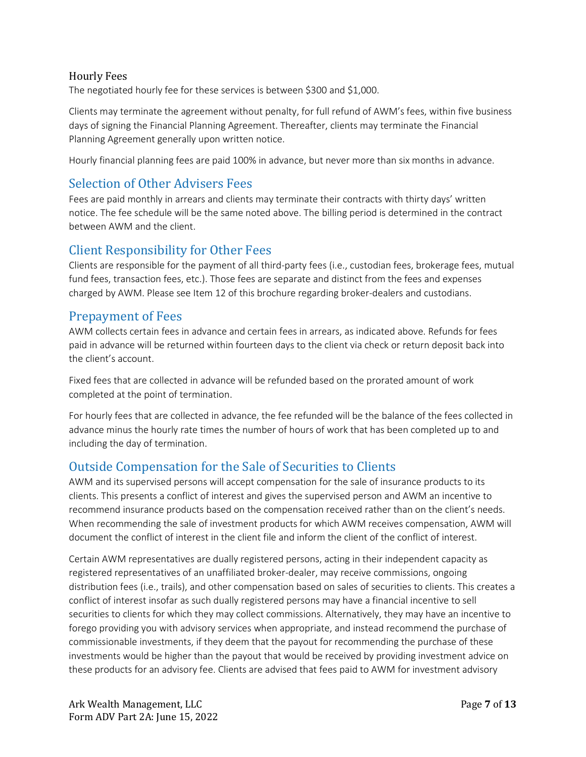### Hourly Fees

The negotiated hourly fee for these services is between $300 and $1,000.

Clients may terminate the agreement without penalty, for full refund of AWM's fees, within five business days of signing the Financial Planning Agreement. Thereafter, clients may terminate the Financial Planning Agreement generally upon written notice.

Hourly financial planning fees are paid 100% in advance, but never more than six months in advance.

## Selection of Other Advisers Fees

Fees are paid monthly in arrears and clients may terminate their contracts with thirty days' written notice. The fee schedule will be the same noted above. The billing period is determined in the contract between AWM and the client.

## Client Responsibility for Other Fees

Clients are responsible for the payment of all third-party fees (i.e., custodian fees, brokerage fees, mutual fund fees, transaction fees, etc.). Those fees are separate and distinct from the fees and expenses charged by AWM. Please see Item 12 of this brochure regarding broker-dealers and custodians.

## Prepayment of Fees

AWM collects certain fees in advance and certain fees in arrears, as indicated above. Refunds for fees paid in advance will be returned within fourteen days to the client via check or return deposit back into the client's account.

Fixed fees that are collected in advance will be refunded based on the prorated amount of work completed at the point of termination.

For hourly fees that are collected in advance, the fee refunded will be the balance of the fees collected in advance minus the hourly rate times the number of hours of work that has been completed up to and including the day of termination.

## Outside Compensation for the Sale of Securities to Clients

AWM and its supervised persons will accept compensation for the sale of insurance products to its clients. This presents a conflict of interest and gives the supervised person and AWM an incentive to recommend insurance products based on the compensation received rather than on the client's needs. When recommending the sale of investment products for which AWM receives compensation, AWM will document the conflict of interest in the client file and inform the client of the conflict of interest.

Certain AWM representatives are dually registered persons, acting in their independent capacity as registered representatives of an unaffiliated broker-dealer, may receive commissions, ongoing distribution fees (i.e., trails), and other compensation based on sales of securities to clients. This creates a conflict of interest insofar as such dually registered persons may have a financial incentive to sell securities to clients for which they may collect commissions. Alternatively, they may have an incentive to forego providing you with advisory services when appropriate, and instead recommend the purchase of commissionable investments, if they deem that the payout for recommending the purchase of these investments would be higher than the payout that would be received by providing investment advice on these products for an advisory fee. Clients are advised that fees paid to AWM for investment advisory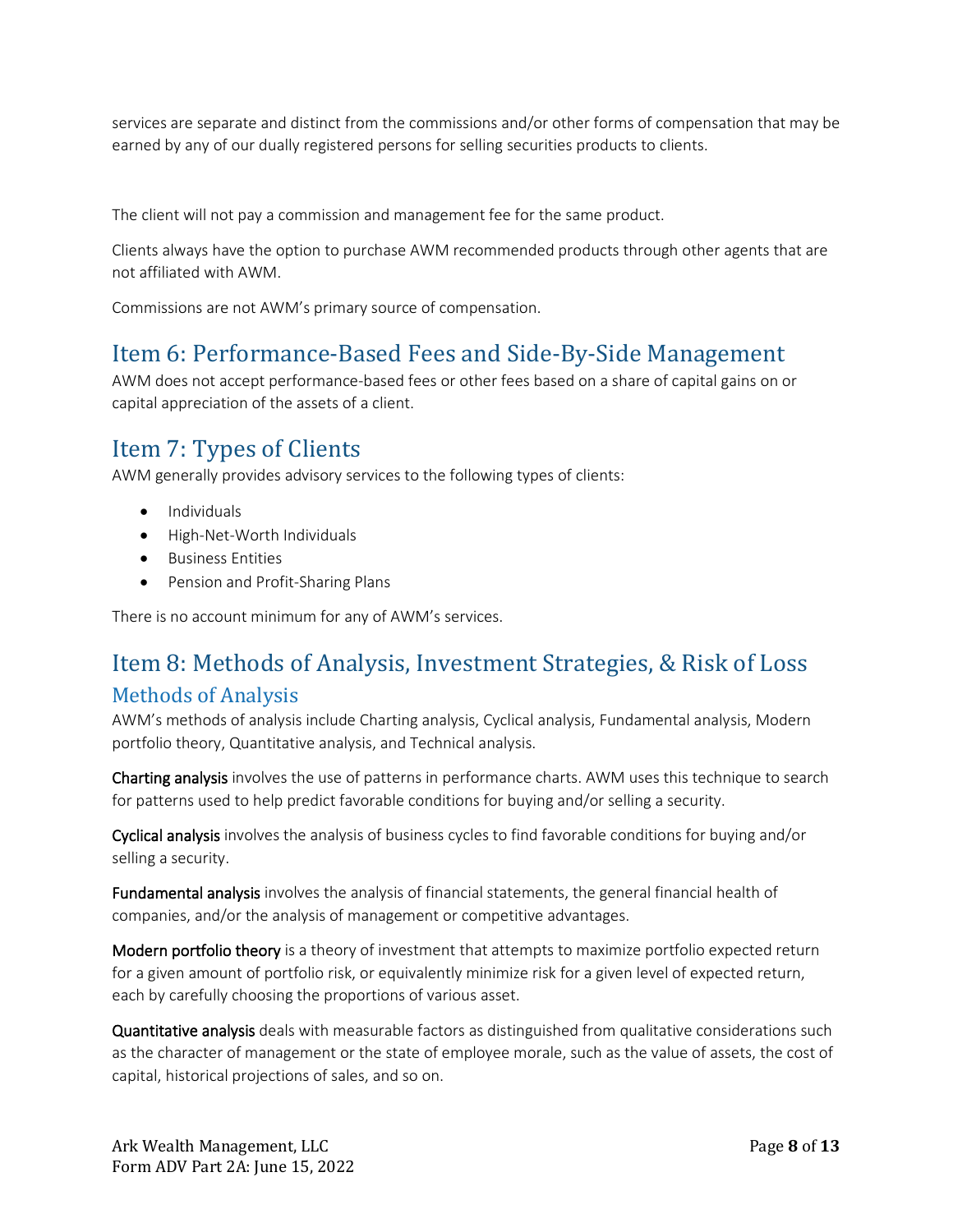services are separate and distinct from the commissions and/or other forms of compensation that may be earned by any of our dually registered persons for selling securities products to clients.

The client will not pay a commission and management fee for the same product.

Clients always have the option to purchase AWM recommended products through other agents that are not affiliated with AWM.

Commissions are not AWM's primary source of compensation.

# Item 6: Performance-Based Fees and Side-By-Side Management

AWM does not accept performance-based fees or other fees based on a share of capital gains on or capital appreciation of the assets of a client.

# Item 7: Types of Clients

AWM generally provides advisory services to the following types of clients:

- Individuals
- High-Net-Worth Individuals
- Business Entities
- Pension and Profit-Sharing Plans

There is no account minimum for any of AWM's services.

# Item 8: Methods of Analysis, Investment Strategies, & Risk of Loss

## Methods of Analysis

AWM's methods of analysis include Charting analysis, Cyclical analysis, Fundamental analysis, Modern portfolio theory, Quantitative analysis, and Technical analysis.

**Charting analysis** involves the use of patterns in performance charts. AWM uses this technique to search for patterns used to help predict favorable conditions for buying and/or selling a security.

**Cyclical analysis** involves the analysis of business cycles to find favorable conditions for buying and/or selling a security.

**Fundamental analysis** involves the analysis of financial statements, the general financial health of companies, and/or the analysis of management or competitive advantages.

**Modern portfolio theory** is a theory of investment that attempts to maximize portfolio expected return for a given amount of portfolio risk, or equivalently minimize risk for a given level of expected return, each by carefully choosing the proportions of various asset.

**Quantitative analysis** deals with measurable factors as distinguished from qualitative considerations such as the character of management or the state of employee morale, such as the value of assets, the cost of capital, historical projections of sales, and so on.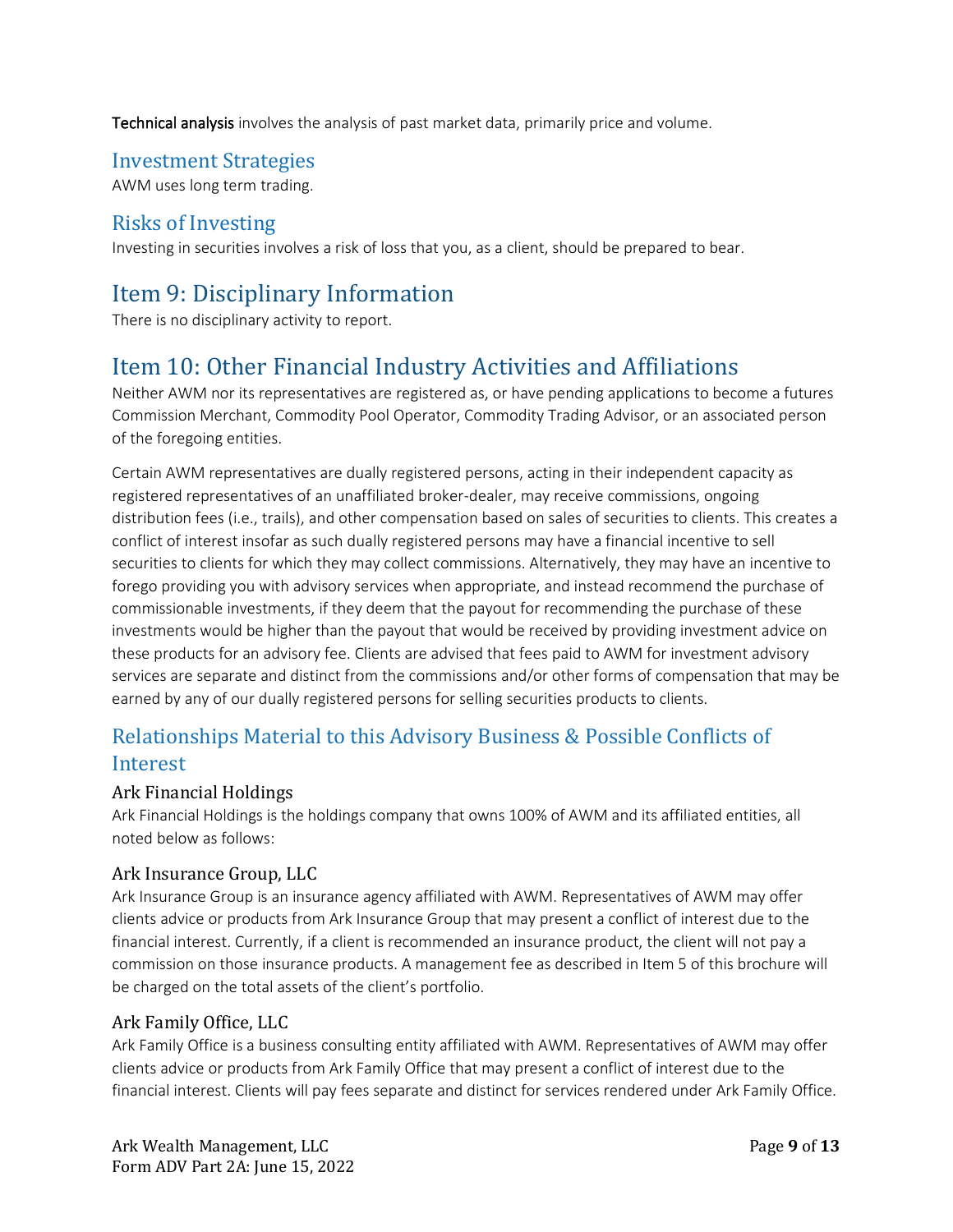**Technical analysis** involves the analysis of past market data, primarily price and volume.

### Investment Strategies

AWM uses long term trading.

### Risks of Investing

Investing in securities involves a risk of loss that you, as a client, should be prepared to bear.

## Item 9: Disciplinary Information

There is no disciplinary activity to report.

## Item 10: Other Financial Industry Activities and Affiliations

Neither AWM nor its representatives are registered as, or have pending applications to become a futures Commission Merchant, Commodity Pool Operator, Commodity Trading Advisor, or an associated person of the foregoing entities.

Certain AWM representatives are dually registered persons, acting in their independent capacity as registered representatives of an unaffiliated broker-dealer, may receive commissions, ongoing distribution fees (i.e., trails), and other compensation based on sales of securities to clients. This creates a conflict of interest insofar as such dually registered persons may have a financial incentive to sell securities to clients for which they may collect commissions. Alternatively, they may have an incentive to forego providing you with advisory services when appropriate, and instead recommend the purchase of commissionable investments, if they deem that the payout for recommending the purchase of these investments would be higher than the payout that would be received by providing investment advice on these products for an advisory fee. Clients are advised that fees paid to AWM for investment advisory services are separate and distinct from the commissions and/or other forms of compensation that may be earned by any of our dually registered persons for selling securities products to clients.

### Relationships Material to this Advisory Business & Possible Conflicts of Interest

#### Ark Financial Holdings

Ark Financial Holdings is the holdings company that owns 100% of AWM and its affiliated entities, all noted below as follows:

#### Ark Insurance Group, LLC

Ark Insurance Group is an insurance agency affiliated with AWM. Representatives of AWM may offer clients advice or products from Ark Insurance Group that may present a conflict of interest due to the financial interest. Currently, if a client is recommended an insurance product, the client will not pay a commission on those insurance products. A management fee as described in Item 5 of this brochure will be charged on the total assets of the client's portfolio.

#### Ark Family Office, LLC

Ark Family Office is a business consulting entity affiliated with AWM. Representatives of AWM may offer clients advice or products from Ark Family Office that may present a conflict of interest due to the financial interest. Clients will pay fees separate and distinct for services rendered under Ark Family Office.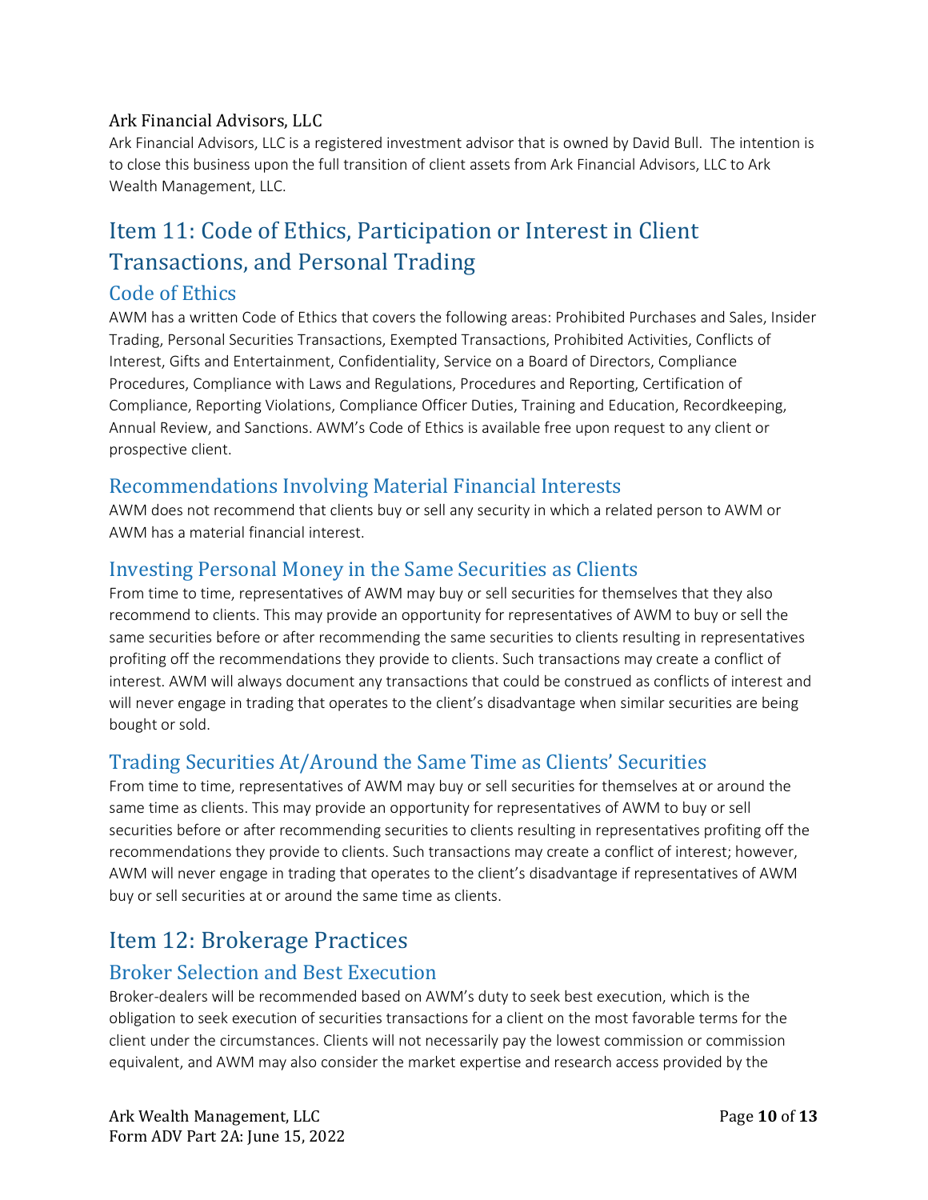### Ark Financial Advisors, LLC

Ark Financial Advisors, LLC is a registered investment advisor that is owned by David Bull. The intention is to close this business upon the full transition of client assets from Ark Financial Advisors, LLC to Ark Wealth Management, LLC.

# Item 11: Code of Ethics, Participation or Interest in Client Transactions, and Personal Trading

## Code of Ethics

AWM has a written Code of Ethics that covers the following areas: Prohibited Purchases and Sales, Insider Trading, Personal Securities Transactions, Exempted Transactions, Prohibited Activities, Conflicts of Interest, Gifts and Entertainment, Confidentiality, Service on a Board of Directors, Compliance Procedures, Compliance with Laws and Regulations, Procedures and Reporting, Certification of Compliance, Reporting Violations, Compliance Officer Duties, Training and Education, Recordkeeping, Annual Review, and Sanctions. AWM's Code of Ethics is available free upon request to any client or prospective client.

## Recommendations Involving Material Financial Interests

AWM does not recommend that clients buy or sell any security in which a related person to AWM or AWM has a material financial interest.

## Investing Personal Money in the Same Securities as Clients

From time to time, representatives of AWM may buy or sell securities for themselves that they also recommend to clients. This may provide an opportunity for representatives of AWM to buy or sell the same securities before or after recommending the same securities to clients resulting in representatives profiting off the recommendations they provide to clients. Such transactions may create a conflict of interest. AWM will always document any transactions that could be construed as conflicts of interest and will never engage in trading that operates to the client's disadvantage when similar securities are being bought or sold.

## Trading Securities At/Around the Same Time as Clients' Securities

From time to time, representatives of AWM may buy or sell securities for themselves at or around the same time as clients. This may provide an opportunity for representatives of AWM to buy or sell securities before or after recommending securities to clients resulting in representatives profiting off the recommendations they provide to clients. Such transactions may create a conflict of interest; however, AWM will never engage in trading that operates to the client's disadvantage if representatives of AWM buy or sell securities at or around the same time as clients.

# Item 12: Brokerage Practices

## Broker Selection and Best Execution

Broker-dealers will be recommended based on AWM's duty to seek best execution, which is the obligation to seek execution of securities transactions for a client on the most favorable terms for the client under the circumstances. Clients will not necessarily pay the lowest commission or commission equivalent, and AWM may also consider the market expertise and research access provided by the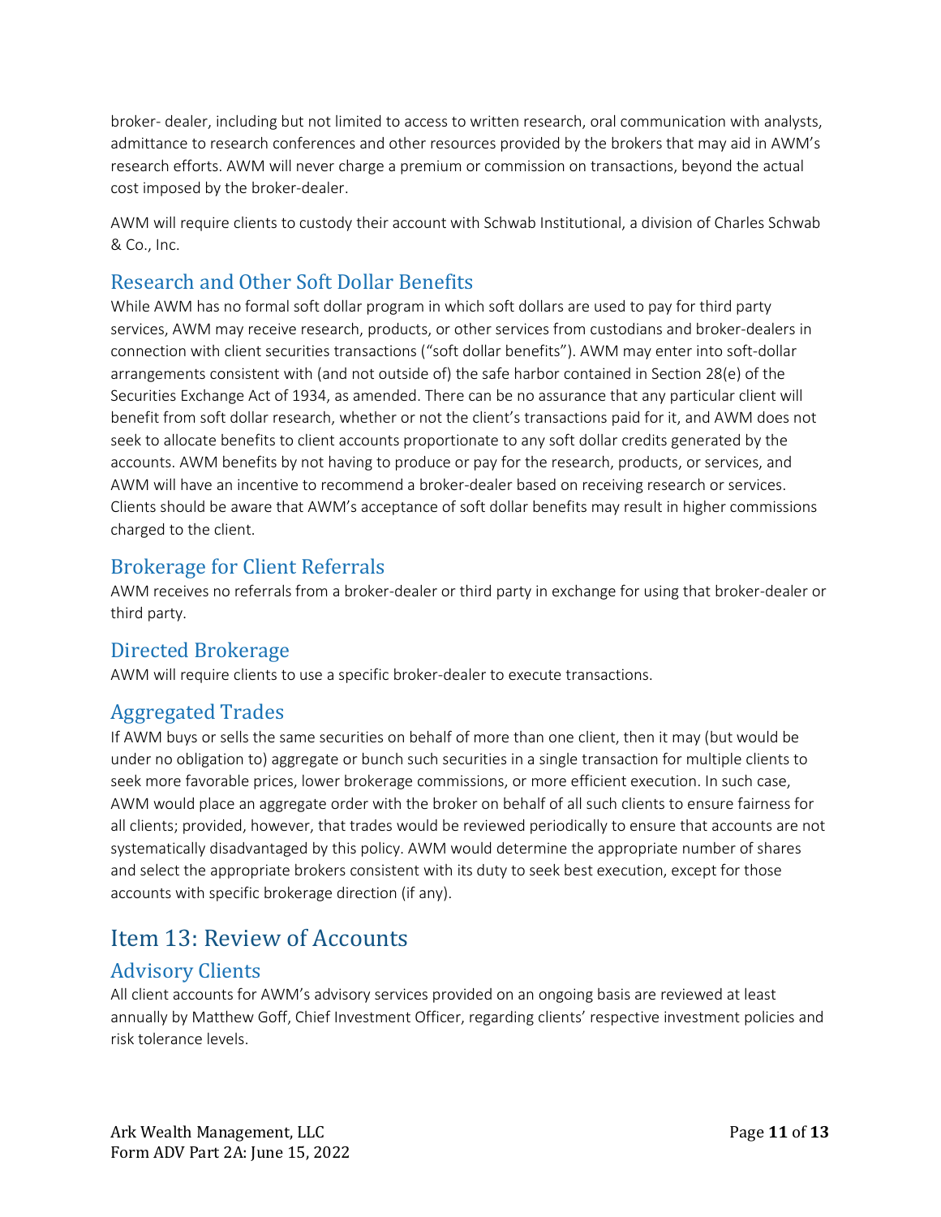broker- dealer, including but not limited to access to written research, oral communication with analysts, admittance to research conferences and other resources provided by the brokers that may aid in AWM's research efforts. AWM will never charge a premium or commission on transactions, beyond the actual cost imposed by the broker-dealer.

AWM will require clients to custody their account with Schwab Institutional, a division of Charles Schwab & Co., Inc.

## Research and Other Soft Dollar Benefits

While AWM has no formal soft dollar program in which soft dollars are used to pay for third party services, AWM may receive research, products, or other services from custodians and broker-dealers in connection with client securities transactions ("soft dollar benefits"). AWM may enter into soft-dollar arrangements consistent with (and not outside of) the safe harbor contained in Section 28(e) of the Securities Exchange Act of 1934, as amended. There can be no assurance that any particular client will benefit from soft dollar research, whether or not the client's transactions paid for it, and AWM does not seek to allocate benefits to client accounts proportionate to any soft dollar credits generated by the accounts. AWM benefits by not having to produce or pay for the research, products, or services, and AWM will have an incentive to recommend a broker-dealer based on receiving research or services. Clients should be aware that AWM's acceptance of soft dollar benefits may result in higher commissions charged to the client.

## Brokerage for Client Referrals

AWM receives no referrals from a broker-dealer or third party in exchange for using that broker-dealer or third party.

## Directed Brokerage

AWM will require clients to use a specific broker-dealer to execute transactions.

## Aggregated Trades

If AWM buys or sells the same securities on behalf of more than one client, then it may (but would be under no obligation to) aggregate or bunch such securities in a single transaction for multiple clients to seek more favorable prices, lower brokerage commissions, or more efficient execution. In such case, AWM would place an aggregate order with the broker on behalf of all such clients to ensure fairness for all clients; provided, however, that trades would be reviewed periodically to ensure that accounts are not systematically disadvantaged by this policy. AWM would determine the appropriate number of shares and select the appropriate brokers consistent with its duty to seek best execution, except for those accounts with specific brokerage direction (if any).

# Item 13: Review of Accounts

## Advisory Clients

All client accounts for AWM's advisory services provided on an ongoing basis are reviewed at least annually by Matthew Goff, Chief Investment Officer, regarding clients' respective investment policies and risk tolerance levels.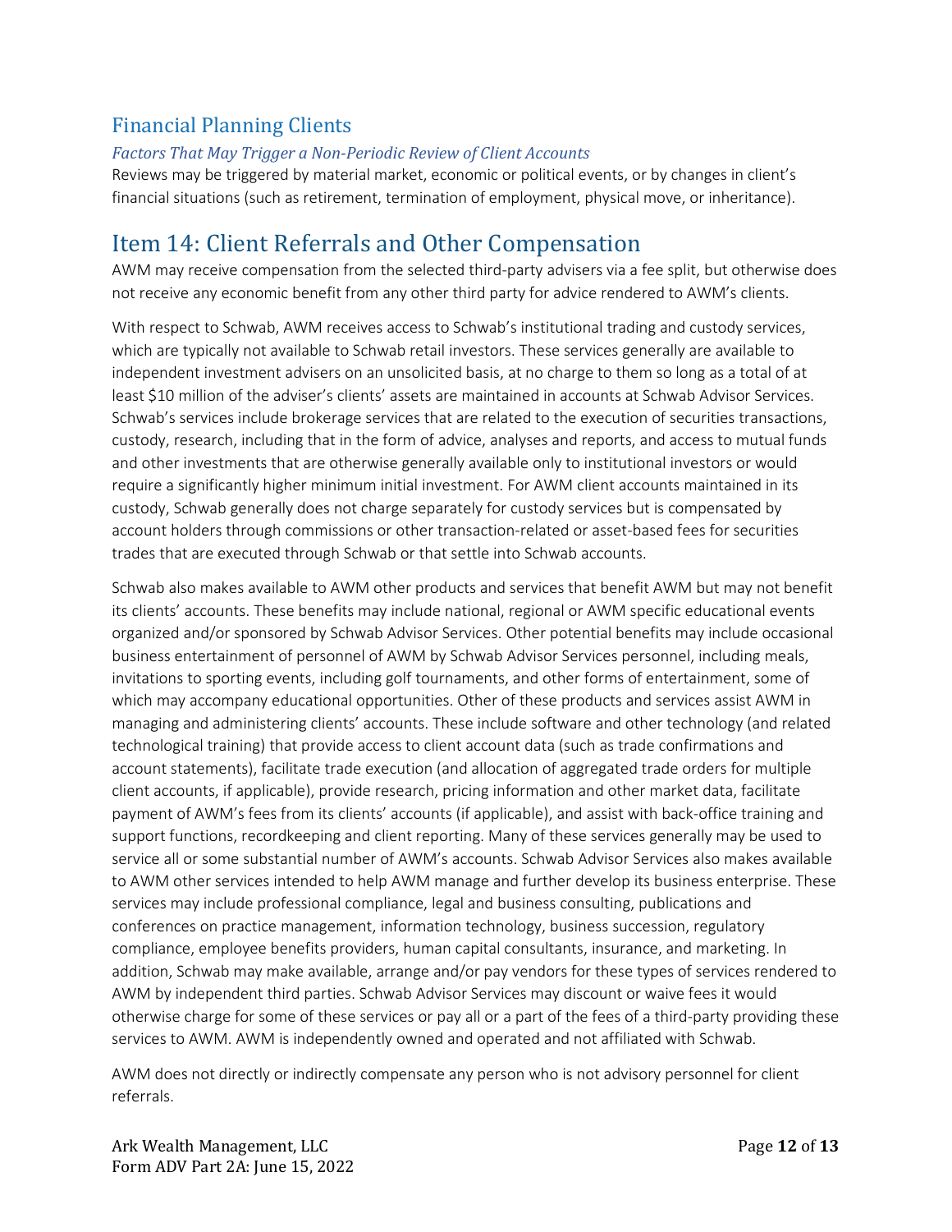## Financial Planning Clients

### *Factors That May Trigger a Non-Periodic Review of Client Accounts*

Reviews may be triggered by material market, economic or political events, or by changes in client's financial situations (such as retirement, termination of employment, physical move, or inheritance).

# Item 14: Client Referrals and Other Compensation

AWM may receive compensation from the selected third-party advisers via a fee split, but otherwise does not receive any economic benefit from any other third party for advice rendered to AWM's clients.

With respect to Schwab, AWM receives access to Schwab's institutional trading and custody services, which are typically not available to Schwab retail investors. These services generally are available to independent investment advisers on an unsolicited basis, at no charge to them so long as a total of at least $10 million of the adviser's clients' assets are maintained in accounts at Schwab Advisor Services. Schwab's services include brokerage services that are related to the execution of securities transactions, custody, research, including that in the form of advice, analyses and reports, and access to mutual funds and other investments that are otherwise generally available only to institutional investors or would require a significantly higher minimum initial investment. For AWM client accounts maintained in its custody, Schwab generally does not charge separately for custody services but is compensated by account holders through commissions or other transaction-related or asset-based fees for securities trades that are executed through Schwab or that settle into Schwab accounts.

Schwab also makes available to AWM other products and services that benefit AWM but may not benefit its clients' accounts. These benefits may include national, regional or AWM specific educational events organized and/or sponsored by Schwab Advisor Services. Other potential benefits may include occasional business entertainment of personnel of AWM by Schwab Advisor Services personnel, including meals, invitations to sporting events, including golf tournaments, and other forms of entertainment, some of which may accompany educational opportunities. Other of these products and services assist AWM in managing and administering clients' accounts. These include software and other technology (and related technological training) that provide access to client account data (such as trade confirmations and account statements), facilitate trade execution (and allocation of aggregated trade orders for multiple client accounts, if applicable), provide research, pricing information and other market data, facilitate payment of AWM's fees from its clients' accounts (if applicable), and assist with back-office training and support functions, recordkeeping and client reporting. Many of these services generally may be used to service all or some substantial number of AWM's accounts. Schwab Advisor Services also makes available to AWM other services intended to help AWM manage and further develop its business enterprise. These services may include professional compliance, legal and business consulting, publications and conferences on practice management, information technology, business succession, regulatory compliance, employee benefits providers, human capital consultants, insurance, and marketing. In addition, Schwab may make available, arrange and/or pay vendors for these types of services rendered to AWM by independent third parties. Schwab Advisor Services may discount or waive fees it would otherwise charge for some of these services or pay all or a part of the fees of a third-party providing these services to AWM. AWM is independently owned and operated and not affiliated with Schwab.

AWM does not directly or indirectly compensate any person who is not advisory personnel for client referrals.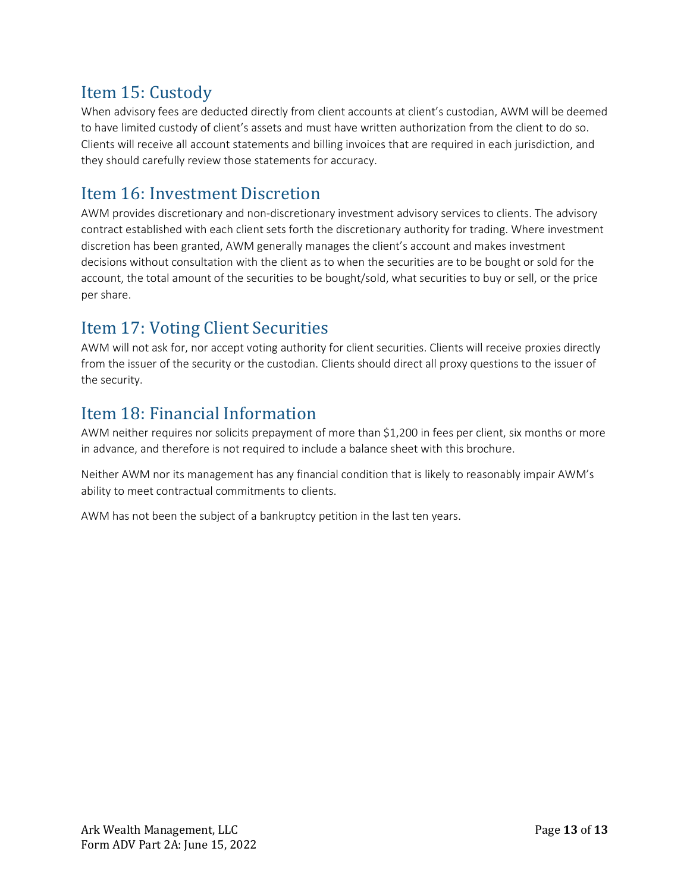## Item 15: Custody

When advisory fees are deducted directly from client accounts at client's custodian, AWM will be deemed to have limited custody of client's assets and must have written authorization from the client to do so. Clients will receive all account statements and billing invoices that are required in each jurisdiction, and they should carefully review those statements for accuracy.

## Item 16: Investment Discretion

AWM provides discretionary and non-discretionary investment advisory services to clients. The advisory contract established with each client sets forth the discretionary authority for trading. Where investment discretion has been granted, AWM generally manages the client's account and makes investment decisions without consultation with the client as to when the securities are to be bought or sold for the account, the total amount of the securities to be bought/sold, what securities to buy or sell, or the price per share.

## Item 17: Voting Client Securities

AWM will not ask for, nor accept voting authority for client securities. Clients will receive proxies directly from the issuer of the security or the custodian. Clients should direct all proxy questions to the issuer of the security.

## Item 18: Financial Information

AWM neither requires nor solicits prepayment of more than $1,200 in fees per client, six months or more in advance, and therefore is not required to include a balance sheet with this brochure.

Neither AWM nor its management has any financial condition that is likely to reasonably impair AWM's ability to meet contractual commitments to clients.

AWM has not been the subject of a bankruptcy petition in the last ten years.